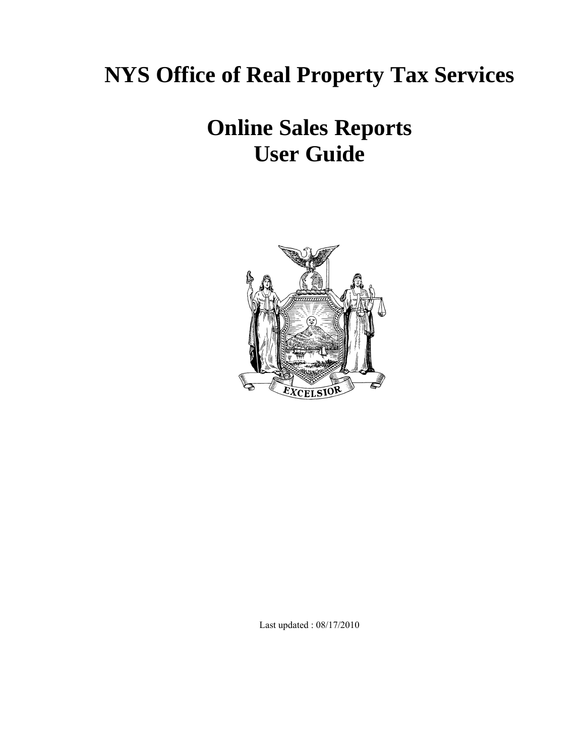# NYS Office of Real Property Tax Services

# Online Sales Reports
# User Guide

Last updated : 08/17/2010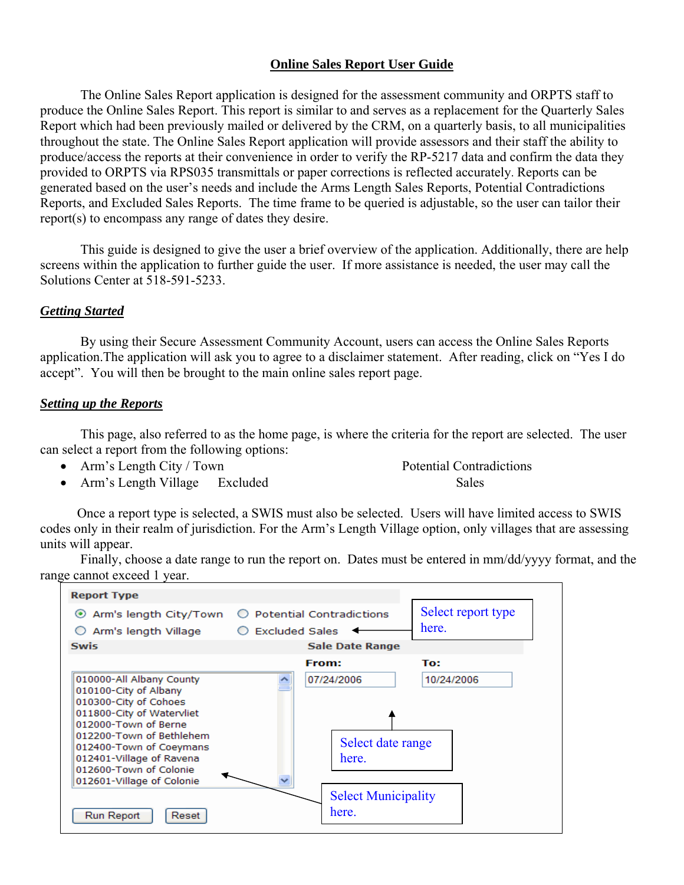# Online Sales Report User Guide

The Online Sales Report application is designed for the assessment community and ORPTS staff to produce the Online Sales Report. This report is similar to and serves as a replacement for the Quarterly Sales Report which had been previously mailed or delivered by the CRM, on a quarterly basis, to all municipalities throughout the state. The Online Sales Report application will provide assessors and their staff the ability to produce/access the reports at their convenience in order to verify the RP-5217 data and confirm the data they provided to ORPTS via RPS035 transmittals or paper corrections is reflected accurately. Reports can be generated based on the user's needs and include the Arms Length Sales Reports, Potential Contradictions Reports, and Excluded Sales Reports. The time frame to be queried is adjustable, so the user can tailor their report(s) to encompass any range of dates they desire.

This guide is designed to give the user a brief overview of the application. Additionally, there are help screens within the application to further guide the user. If more assistance is needed, the user may call the Solutions Center at 518-591-5233.

## *Getting Started*

By using their Secure Assessment Community Account, users can access the Online Sales Reports application.The application will ask you to agree to a disclaimer statement. After reading, click on "Yes I do accept". You will then be brought to the main online sales report page.

## *Setting up the Reports*

This page, also referred to as the home page, is where the criteria for the report are selected. The user can select a report from the following options:

- Arm's Length City / Town
- Arm's Length Village
- Potential Contradictions
- Excluded Sales

Once a report type is selected, a SWIS must also be selected. Users will have limited access to SWIS codes only in their realm of jurisdiction. For the Arm's Length Village option, only villages that are assessing units will appear.

Finally, choose a date range to run the report on. Dates must be entered in mm/dd/yyyy format, and the range cannot exceed 1 year.

**Report Type**

- (•) Arm's length City/Town
- ( ) Potential Contradictions
- ( ) Arm's length Village
- ( ) Excluded Sales

Select report type here.

**Swis**

010000-All Albany County
010100-City of Albany
010300-City of Cohoes
011800-City of Watervliet
012000-Town of Berne
012200-Town of Bethlehem
012400-Town of Coeymans
012401-Village of Ravena
012600-Town of Colonie
012601-Village of Colonie

Select Municipality here.

**Sale Date Range**

From: 07/24/2006 To: 10/24/2006

Select date range here.

[Run Report] [Reset]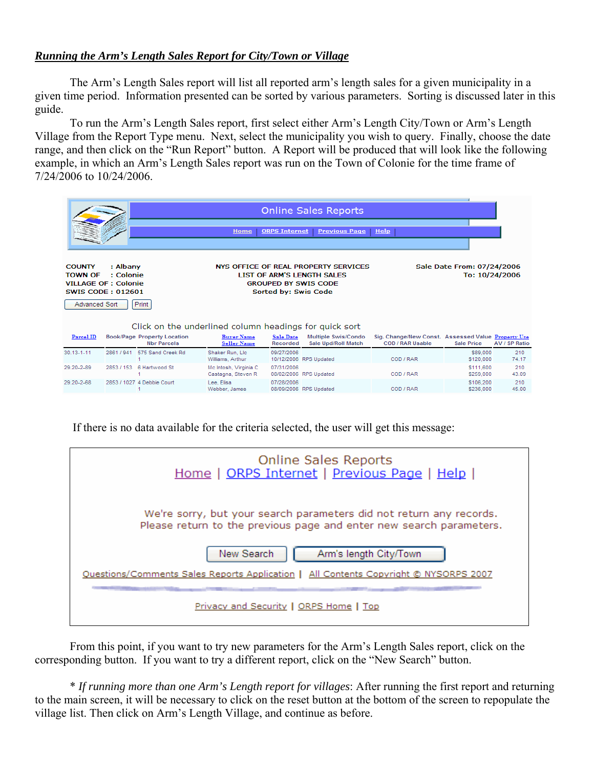***Running the Arm's Length Sales Report for City/Town or Village***

The Arm's Length Sales report will list all reported arm's length sales for a given municipality in a given time period. Information presented can be sorted by various parameters. Sorting is discussed later in this guide.

To run the Arm's Length Sales report, first select either Arm's Length City/Town or Arm's Length Village from the Report Type menu. Next, select the municipality you wish to query. Finally, choose the date range, and then click on the "Run Report" button. A Report will be produced that will look like the following example, in which an Arm's Length Sales report was run on the Town of Colonie for the time frame of 7/24/2006 to 10/24/2006.

Online Sales Reports

Home | ORPS Internet | Previous Page | Help |

COUNTY : Albany
TOWN OF : Colonie
VILLAGE OF : Colonie
SWIS CODE : 012601

NYS OFFICE OF REAL PROPERTY SERVICES
LIST OF ARM'S LENGTH SALES
GROUPED BY SWIS CODE
Sorted by: Swis Code

Sale Date From: 07/24/2006
To: 10/24/2006

Advanced Sort | Print

Click on the underlined column headings for quick sort

| Parcel ID | Book/Page Nbr Parcels | Property Location | Buyer Name / Seller Name | Sale Date / Recorded | Multiple Swis/Condo / Sale Upd/Roll Match | Sig. Change/New Const. / COD / RAR Usable | Assessed Value / Sale Price | Property Use / AV / SP Ratio |
|---|---|---|---|---|---|---|---|---|
| 30.13-1-11 | 2861 / 941<br>1 | 575 Sand Creek Rd | Shaker Run, Llc<br>Williams, Arthur | 09/27/2006<br>10/12/2006 | RPS Updated | COD / RAR | $89,000<br>$120,000 | 210<br>74.17 |
| 29.20-2-89 | 2853 / 153<br>1 | 6 Hartwood St | Mc Intosh, Virginia C<br>Castagna, Steven R | 07/31/2006<br>08/02/2006 | RPS Updated | COD / RAR | $111,600<br>$259,000 | 210<br>43.09 |
| 29.20-2-68 | 2853 / 1027<br>1 | 4 Debbie Court | Lee, Elisa<br>Webber, James | 07/28/2006<br>08/09/2006 | RPS Updated | COD / RAR | $106,200<br>$236,000 | 210<br>45.00 |

If there is no data available for the criteria selected, the user will get this message:

Online Sales Reports
Home | ORPS Internet | Previous Page | Help |

We're sorry, but your search parameters did not return any records.
Please return to the previous page and enter new search parameters.

New Search | Arm's length City/Town

Questions/Comments Sales Reports Application | All Contents Copyright © NYSORPS 2007

Privacy and Security | ORPS Home | Top

From this point, if you want to try new parameters for the Arm's Length Sales report, click on the corresponding button. If you want to try a different report, click on the "New Search" button.

\* *If running more than one Arm's Length report for villages*: After running the first report and returning to the main screen, it will be necessary to click on the reset button at the bottom of the screen to repopulate the village list. Then click on Arm's Length Village, and continue as before.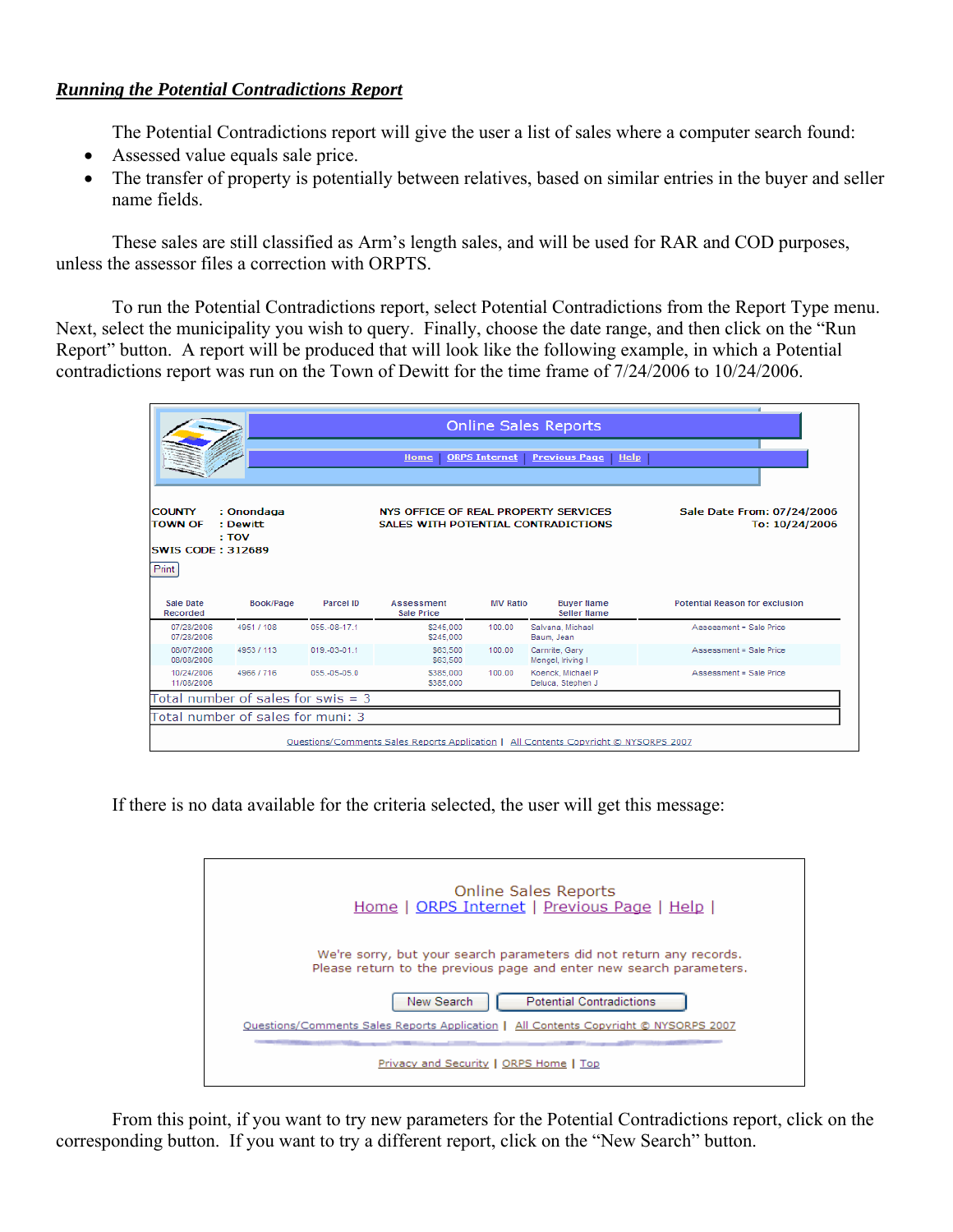***Running the Potential Contradictions Report***

The Potential Contradictions report will give the user a list of sales where a computer search found:

- Assessed value equals sale price.
- The transfer of property is potentially between relatives, based on similar entries in the buyer and seller name fields.

These sales are still classified as Arm's length sales, and will be used for RAR and COD purposes, unless the assessor files a correction with ORPTS.

To run the Potential Contradictions report, select Potential Contradictions from the Report Type menu. Next, select the municipality you wish to query. Finally, choose the date range, and then click on the "Run Report" button. A report will be produced that will look like the following example, in which a Potential contradictions report was run on the Town of Dewitt for the time frame of 7/24/2006 to 10/24/2006.

Online Sales Reports

Home | ORPS Internet | Previous Page | Help |

COUNTY : Onondaga
TOWN OF : Dewitt
: TOV
SWIS CODE : 312689

NYS OFFICE OF REAL PROPERTY SERVICES
SALES WITH POTENTIAL CONTRADICTIONS

Sale Date From: 07/24/2006
To: 10/24/2006

Print

| Sale Date Recorded | Book/Page | Parcel ID | Assessment Sale Price | MV Ratio | Buyer Name Seller Name | Potential Reason for exclusion |
|---|---|---|---|---|---|---|
| 07/28/2006 07/28/2006 | 4951 / 108 | 055.-08-17.1 | $245,000 $245,000 | 100.00 | Salvana, Michael Baum, Jean | Assessment = Sale Price |
| 08/07/2006 08/08/2006 | 4953 / 113 | 019.-03-01.1 | $63,500 $63,500 | 100.00 | Carnrite, Gary Mengel, Irving I | Assessment = Sale Price |
| 10/24/2006 11/08/2006 | 4966 / 716 | 055.-05-05.0 | $385,000 $385,000 | 100.00 | Koenck, Michael P Deluca, Stephen J | Assessment = Sale Price |

Total number of sales for swis = 3

Total number of sales for muni: 3

Questions/Comments Sales Reports Application | All Contents Copyright © NYSORPS 2007

If there is no data available for the criteria selected, the user will get this message:

Online Sales Reports
Home | ORPS Internet | Previous Page | Help |

We're sorry, but your search parameters did not return any records.
Please return to the previous page and enter new search parameters.

New Search | Potential Contradictions

Questions/Comments Sales Reports Application | All Contents Copyright © NYSORPS 2007

Privacy and Security | ORPS Home | Top

From this point, if you want to try new parameters for the Potential Contradictions report, click on the corresponding button. If you want to try a different report, click on the "New Search" button.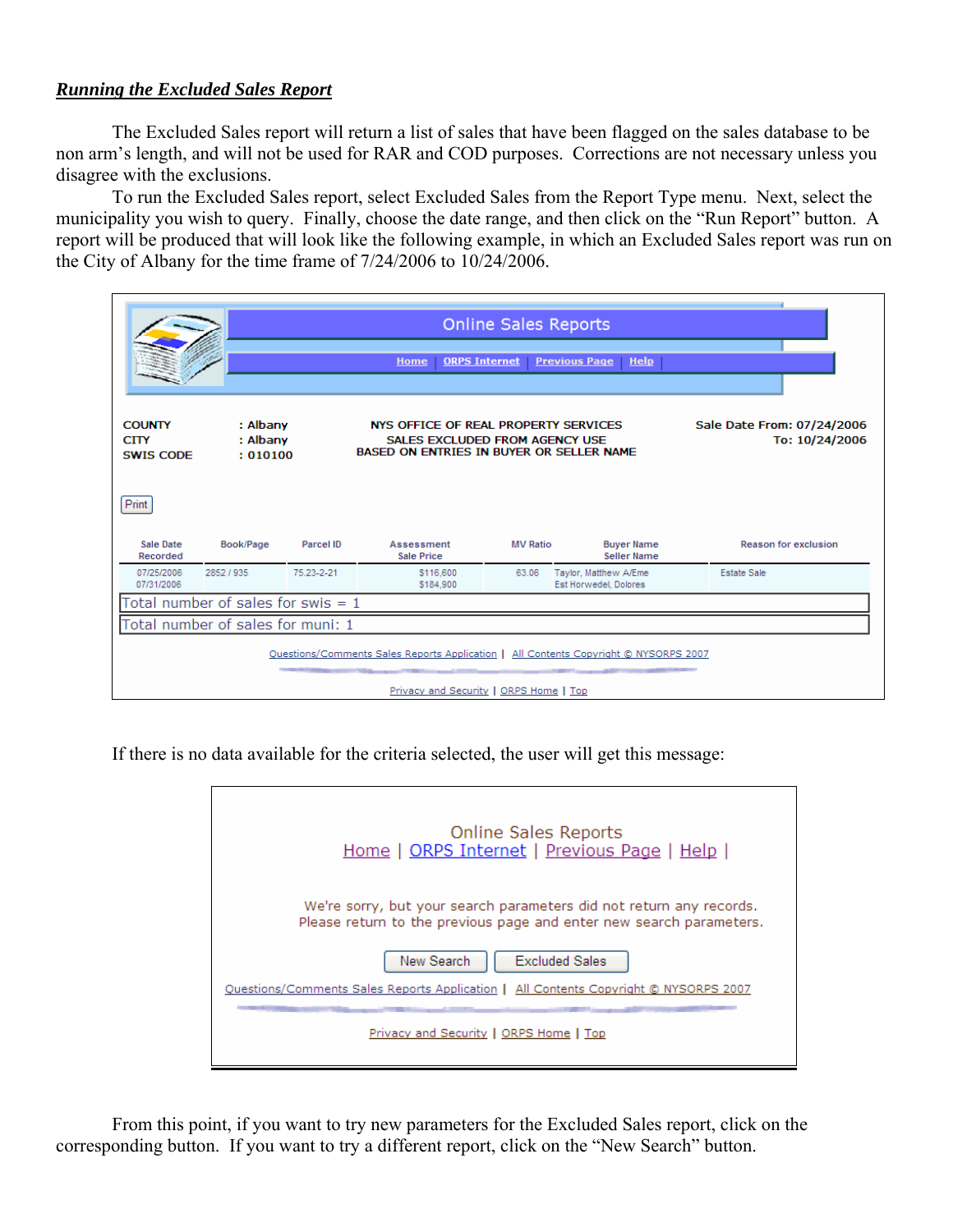***Running the Excluded Sales Report***

The Excluded Sales report will return a list of sales that have been flagged on the sales database to be non arm's length, and will not be used for RAR and COD purposes. Corrections are not necessary unless you disagree with the exclusions.

To run the Excluded Sales report, select Excluded Sales from the Report Type menu. Next, select the municipality you wish to query. Finally, choose the date range, and then click on the "Run Report" button. A report will be produced that will look like the following example, in which an Excluded Sales report was run on the City of Albany for the time frame of 7/24/2006 to 10/24/2006.

Online Sales Reports

Home | ORPS Internet | Previous Page | Help |

COUNTY : Albany
CITY : Albany
SWIS CODE : 010100

NYS OFFICE OF REAL PROPERTY SERVICES
SALES EXCLUDED FROM AGENCY USE
BASED ON ENTRIES IN BUYER OR SELLER NAME

Sale Date From: 07/24/2006
To: 10/24/2006

Print

| Sale Date Recorded | Book/Page | Parcel ID | Assessment Sale Price | MV Ratio | Buyer Name Seller Name | Reason for exclusion |
|---|---|---|---|---|---|---|
| 07/25/2006 07/31/2006 | 2852 / 935 | 75.23-2-21 | $116,600 $184,900 | 63.06 | Taylor, Matthew A/Eme Est Horwedel, Dolores | Estate Sale |

Total number of sales for swis = 1

Total number of sales for muni: 1

Questions/Comments Sales Reports Application | All Contents Copyright © NYSORPS 2007

Privacy and Security | ORPS Home | Top

If there is no data available for the criteria selected, the user will get this message:

Online Sales Reports

Home | ORPS Internet | Previous Page | Help |

We're sorry, but your search parameters did not return any records.
Please return to the previous page and enter new search parameters.

New Search | Excluded Sales

Questions/Comments Sales Reports Application | All Contents Copyright © NYSORPS 2007

Privacy and Security | ORPS Home | Top

From this point, if you want to try new parameters for the Excluded Sales report, click on the corresponding button. If you want to try a different report, click on the "New Search" button.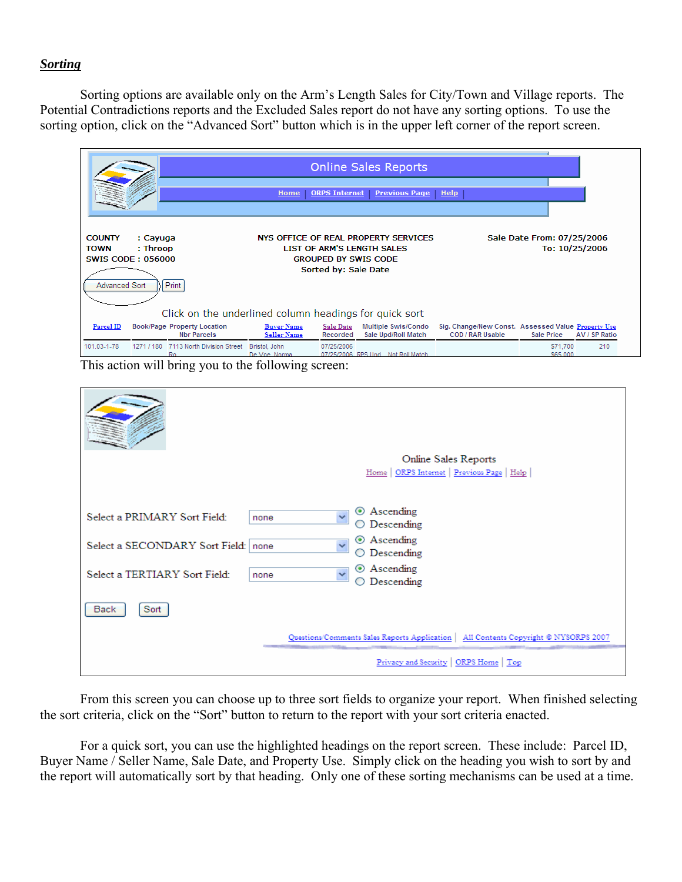## ***Sorting***

Sorting options are available only on the Arm's Length Sales for City/Town and Village reports. The Potential Contradictions reports and the Excluded Sales report do not have any sorting options. To use the sorting option, click on the "Advanced Sort" button which is in the upper left corner of the report screen.

This action will bring you to the following screen:

From this screen you can choose up to three sort fields to organize your report. When finished selecting the sort criteria, click on the "Sort" button to return to the report with your sort criteria enacted.

For a quick sort, you can use the highlighted headings on the report screen. These include: Parcel ID, Buyer Name / Seller Name, Sale Date, and Property Use. Simply click on the heading you wish to sort by and the report will automatically sort by that heading. Only one of these sorting mechanisms can be used at a time.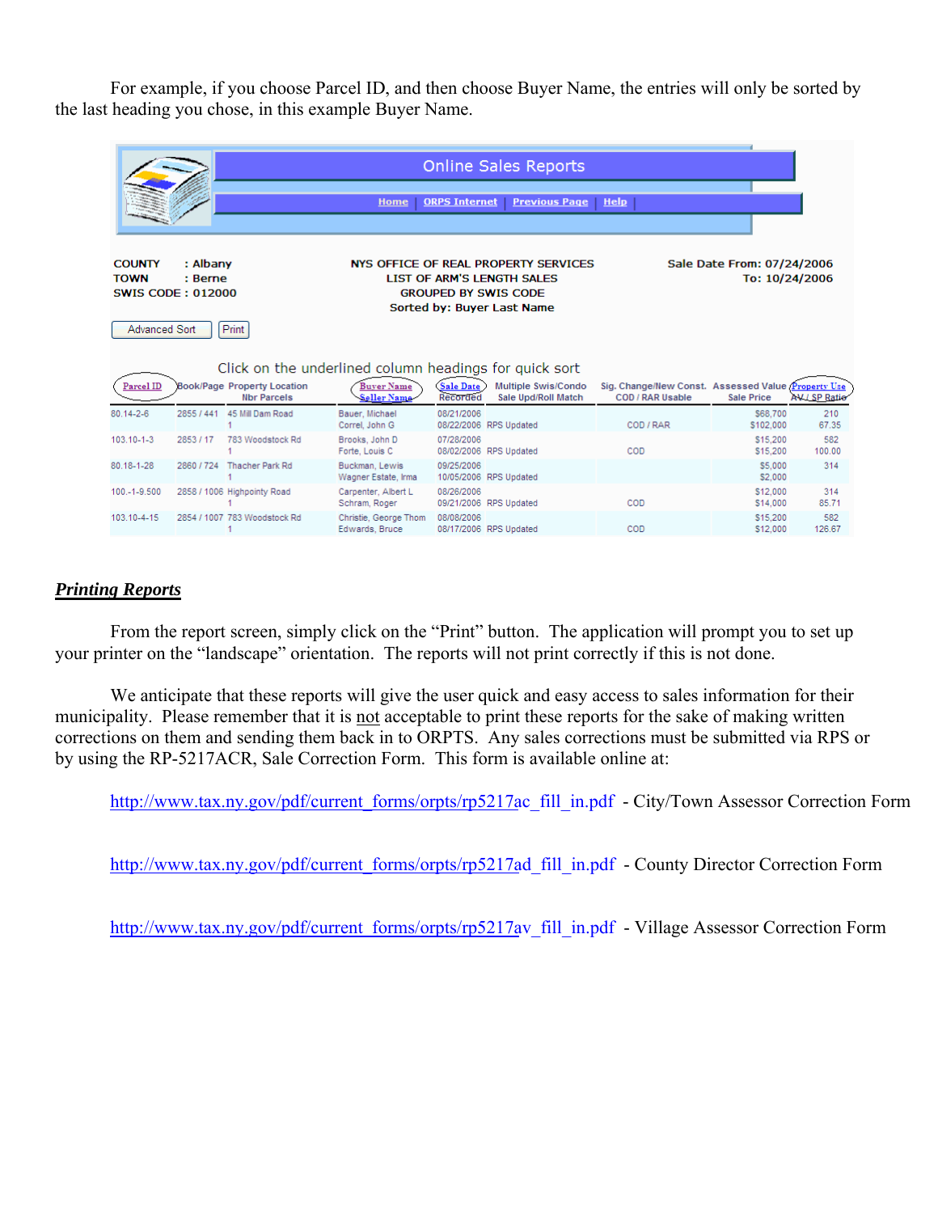For example, if you choose Parcel ID, and then choose Buyer Name, the entries will only be sorted by the last heading you chose, in this example Buyer Name.

Online Sales Reports

Home | ORPS Internet | Previous Page | Help

COUNTY : Albany
TOWN : Berne
SWIS CODE : 012000

NYS OFFICE OF REAL PROPERTY SERVICES
LIST OF ARM'S LENGTH SALES
GROUPED BY SWIS CODE
Sorted by: Buyer Last Name

Sale Date From: 07/24/2006
To: 10/24/2006

Advanced Sort | Print

Click on the underlined column headings for quick sort

| Parcel ID | Book/Page | Property Location / Nbr Parcels | Buyer Name / Seller Name | Sale Date / Recorded | Multiple Swis/Condo / Sale Upd/Roll Match | Sig. Change/New Const. / COD / RAR Usable | Assessed Value / Sale Price | Property Use / AV / SP Ratio |
|---|---|---|---|---|---|---|---|---|
| 80.14-2-6 | 2855 / 441 | 45 Mill Dam Road<br>1 | Bauer, Michael<br>Correl, John G | 08/21/2006<br>08/22/2006 | RPS Updated | COD / RAR | $68,700<br>$102,000 | 210<br>67.35 |
| 103.10-1-3 | 2853 / 17 | 783 Woodstock Rd<br>1 | Brooks, John D<br>Forte, Louis C | 07/28/2006<br>08/02/2006 | RPS Updated | COD | $15,200<br>$15,200 | 582<br>100.00 |
| 80.18-1-28 | 2860 / 724 | Thacher Park Rd<br>1 | Buckman, Lewis<br>Wagner Estate, Irma | 09/25/2006<br>10/05/2006 | RPS Updated | | $5,000<br>$2,000 | 314 |
| 100.-1-9.500 | 2858 / 1006 | Highpointy Road<br>1 | Carpenter, Albert L<br>Schram, Roger | 08/26/2006<br>09/21/2006 | RPS Updated | COD | $12,000<br>$14,000 | 314<br>85.71 |
| 103.10-4-15 | 2854 / 1007 | 783 Woodstock Rd<br>1 | Christie, George Thom<br>Edwards, Bruce | 08/08/2006<br>08/17/2006 | RPS Updated | COD | $15,200<br>$12,000 | 582<br>126.67 |

## ***Printing Reports***

From the report screen, simply click on the "Print" button. The application will prompt you to set up your printer on the "landscape" orientation. The reports will not print correctly if this is not done.

We anticipate that these reports will give the user quick and easy access to sales information for their municipality. Please remember that it is not acceptable to print these reports for the sake of making written corrections on them and sending them back in to ORPTS. Any sales corrections must be submitted via RPS or by using the RP-5217ACR, Sale Correction Form. This form is available online at:

http://www.tax.ny.gov/pdf/current_forms/orpts/rp5217ac_fill_in.pdf - City/Town Assessor Correction Form

http://www.tax.ny.gov/pdf/current_forms/orpts/rp5217ad_fill_in.pdf - County Director Correction Form

http://www.tax.ny.gov/pdf/current_forms/orpts/rp5217av_fill_in.pdf - Village Assessor Correction Form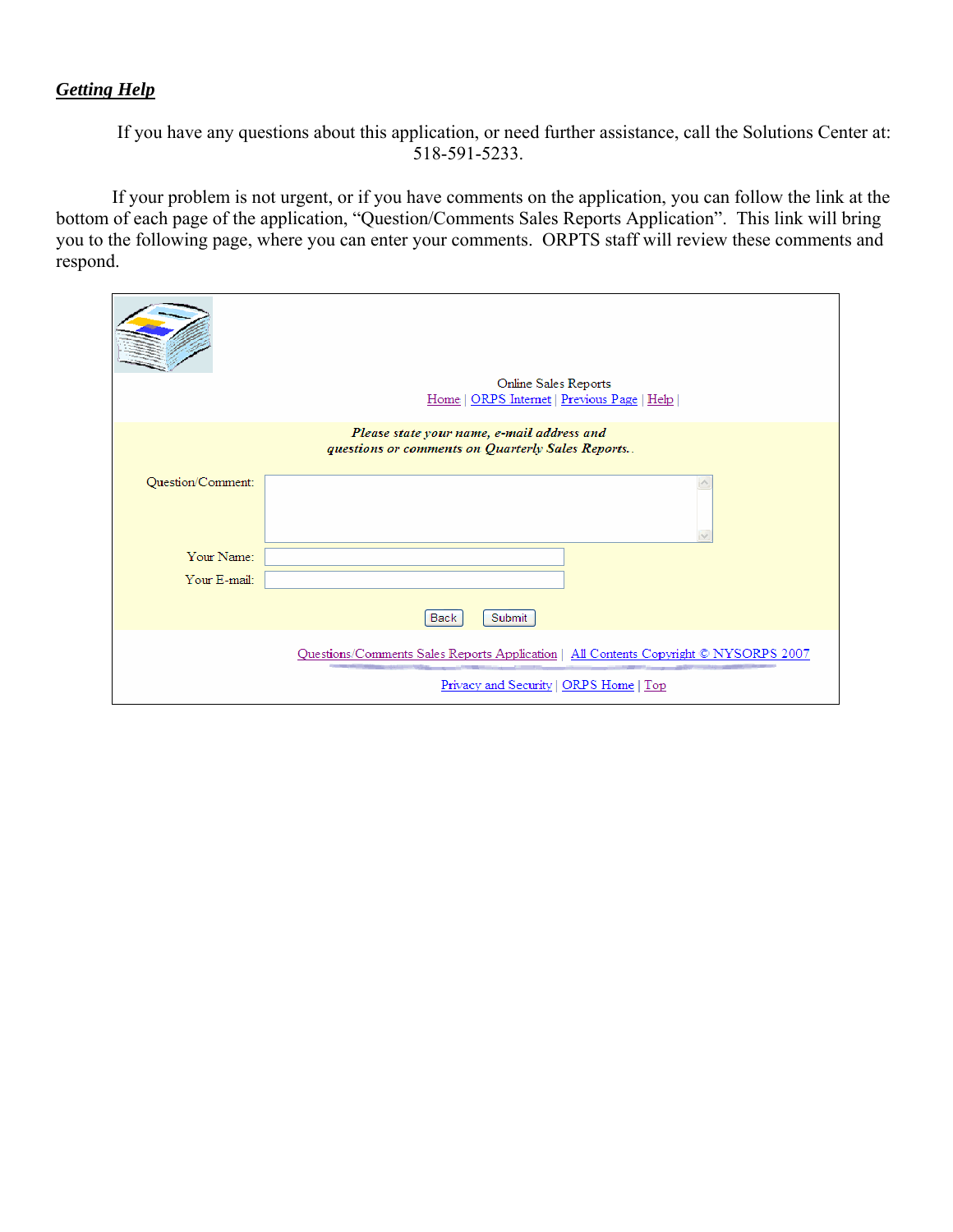***Getting Help***

If you have any questions about this application, or need further assistance, call the Solutions Center at: 518-591-5233.

If your problem is not urgent, or if you have comments on the application, you can follow the link at the bottom of each page of the application, "Question/Comments Sales Reports Application". This link will bring you to the following page, where you can enter your comments. ORPTS staff will review these comments and respond.

Online Sales Reports

Home | ORPS Internet | Previous Page | Help |

*Please state your name, e-mail address and questions or comments on Quarterly Sales Reports..*

Question/Comment:

Your Name:

Your E-mail:

Back Submit

Questions/Comments Sales Reports Application | All Contents Copyright © NYSORPS 2007

Privacy and Security | ORPS Home | Top